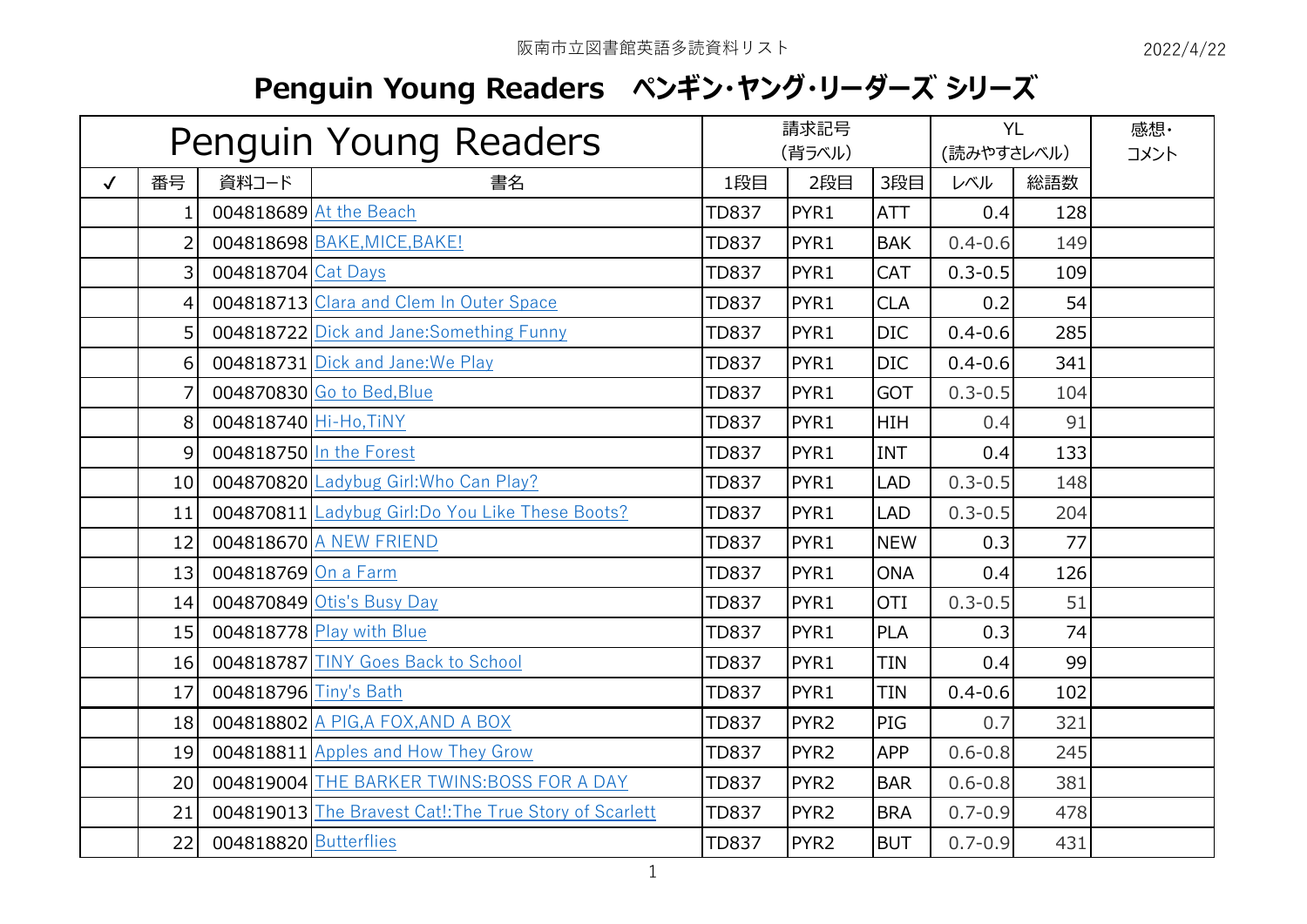阪南市立図書館英語多読資料リスト

2022/4/22

# Penguin Young Readers　ペンギン･ヤング･リーダーズ シリーズ

| Penguin Young Readers | | | | 請求記号(背ラベル) | | | YL(読みやすさレベル) | | 感想・コメント |
|---|---|---|---|---|---|---|---|---|---|
| ✓ | 番号 | 資料コード | 書名 | 1段目 | 2段目 | 3段目 | レベル | 総語数 | |
| | 1 | 004818689 | At the Beach | TD837 | PYR1 | ATT | 0.4 | 128 | |
| | 2 | 004818698 | BAKE,MICE,BAKE! | TD837 | PYR1 | BAK | 0.4-0.6 | 149 | |
| | 3 | 004818704 | Cat Days | TD837 | PYR1 | CAT | 0.3-0.5 | 109 | |
| | 4 | 004818713 | Clara and Clem In Outer Space | TD837 | PYR1 | CLA | 0.2 | 54 | |
| | 5 | 004818722 | Dick and Jane:Something Funny | TD837 | PYR1 | DIC | 0.4-0.6 | 285 | |
| | 6 | 004818731 | Dick and Jane:We Play | TD837 | PYR1 | DIC | 0.4-0.6 | 341 | |
| | 7 | 004870830 | Go to Bed,Blue | TD837 | PYR1 | GOT | 0.3-0.5 | 104 | |
| | 8 | 004818740 | Hi-Ho,TiNY | TD837 | PYR1 | HIH | 0.4 | 91 | |
| | 9 | 004818750 | In the Forest | TD837 | PYR1 | INT | 0.4 | 133 | |
| | 10 | 004870820 | Ladybug Girl:Who Can Play? | TD837 | PYR1 | LAD | 0.3-0.5 | 148 | |
| | 11 | 004870811 | Ladybug Girl:Do You Like These Boots? | TD837 | PYR1 | LAD | 0.3-0.5 | 204 | |
| | 12 | 004818670 | A NEW FRIEND | TD837 | PYR1 | NEW | 0.3 | 77 | |
| | 13 | 004818769 | On a Farm | TD837 | PYR1 | ONA | 0.4 | 126 | |
| | 14 | 004870849 | Otis's Busy Day | TD837 | PYR1 | OTI | 0.3-0.5 | 51 | |
| | 15 | 004818778 | Play with Blue | TD837 | PYR1 | PLA | 0.3 | 74 | |
| | 16 | 004818787 | TINY Goes Back to School | TD837 | PYR1 | TIN | 0.4 | 99 | |
| | 17 | 004818796 | Tiny's Bath | TD837 | PYR1 | TIN | 0.4-0.6 | 102 | |
| | 18 | 004818802 | A PIG,A FOX,AND A BOX | TD837 | PYR2 | PIG | 0.7 | 321 | |
| | 19 | 004818811 | Apples and How They Grow | TD837 | PYR2 | APP | 0.6-0.8 | 245 | |
| | 20 | 004819004 | THE BARKER TWINS:BOSS FOR A DAY | TD837 | PYR2 | BAR | 0.6-0.8 | 381 | |
| | 21 | 004819013 | The Bravest Cat!:The True Story of Scarlett | TD837 | PYR2 | BRA | 0.7-0.9 | 478 | |
| | 22 | 004818820 | Butterflies | TD837 | PYR2 | BUT | 0.7-0.9 | 431 | |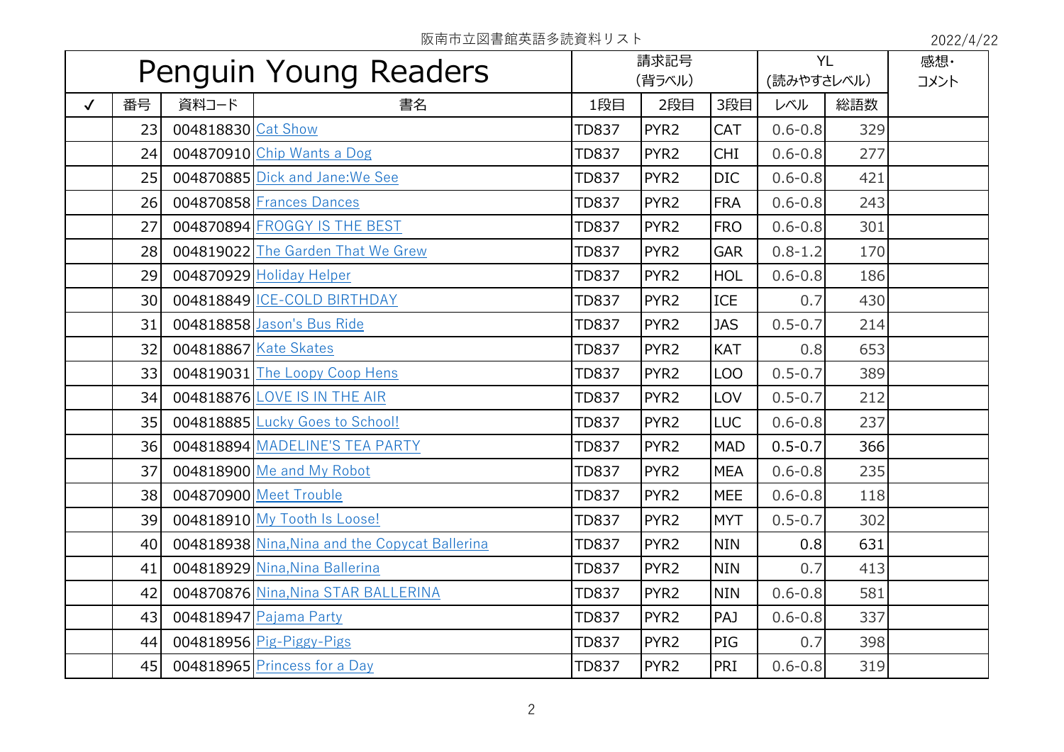阪南市立図書館英語多読資料リスト

2022/4/22

| Penguin Young Readers | | | | 請求記号 (背ラベル) | | | YL (読みやすさレベル) | | 感想・コメント |
|---|---|---|---|---|---|---|---|---|---|
| ✓ | 番号 | 資料コード | 書名 | 1段目 | 2段目 | 3段目 | レベル | 総語数 | |
| | 23 | 004818830 | Cat Show | TD837 | PYR2 | CAT | 0.6-0.8 | 329 | |
| | 24 | 004870910 | Chip Wants a Dog | TD837 | PYR2 | CHI | 0.6-0.8 | 277 | |
| | 25 | 004870885 | Dick and Jane:We See | TD837 | PYR2 | DIC | 0.6-0.8 | 421 | |
| | 26 | 004870858 | Frances Dances | TD837 | PYR2 | FRA | 0.6-0.8 | 243 | |
| | 27 | 004870894 | FROGGY IS THE BEST | TD837 | PYR2 | FRO | 0.6-0.8 | 301 | |
| | 28 | 004819022 | The Garden That We Grew | TD837 | PYR2 | GAR | 0.8-1.2 | 170 | |
| | 29 | 004870929 | Holiday Helper | TD837 | PYR2 | HOL | 0.6-0.8 | 186 | |
| | 30 | 004818849 | ICE-COLD BIRTHDAY | TD837 | PYR2 | ICE | 0.7 | 430 | |
| | 31 | 004818858 | Jason's Bus Ride | TD837 | PYR2 | JAS | 0.5-0.7 | 214 | |
| | 32 | 004818867 | Kate Skates | TD837 | PYR2 | KAT | 0.8 | 653 | |
| | 33 | 004819031 | The Loopy Coop Hens | TD837 | PYR2 | LOO | 0.5-0.7 | 389 | |
| | 34 | 004818876 | LOVE IS IN THE AIR | TD837 | PYR2 | LOV | 0.5-0.7 | 212 | |
| | 35 | 004818885 | Lucky Goes to School! | TD837 | PYR2 | LUC | 0.6-0.8 | 237 | |
| | 36 | 004818894 | MADELINE'S TEA PARTY | TD837 | PYR2 | MAD | 0.5-0.7 | 366 | |
| | 37 | 004818900 | Me and My Robot | TD837 | PYR2 | MEA | 0.6-0.8 | 235 | |
| | 38 | 004870900 | Meet Trouble | TD837 | PYR2 | MEE | 0.6-0.8 | 118 | |
| | 39 | 004818910 | My Tooth Is Loose! | TD837 | PYR2 | MYT | 0.5-0.7 | 302 | |
| | 40 | 004818938 | Nina,Nina and the Copycat Ballerina | TD837 | PYR2 | NIN | 0.8 | 631 | |
| | 41 | 004818929 | Nina,Nina Ballerina | TD837 | PYR2 | NIN | 0.7 | 413 | |
| | 42 | 004870876 | Nina,Nina STAR BALLERINA | TD837 | PYR2 | NIN | 0.6-0.8 | 581 | |
| | 43 | 004818947 | Pajama Party | TD837 | PYR2 | PAJ | 0.6-0.8 | 337 | |
| | 44 | 004818956 | Pig-Piggy-Pigs | TD837 | PYR2 | PIG | 0.7 | 398 | |
| | 45 | 004818965 | Princess for a Day | TD837 | PYR2 | PRI | 0.6-0.8 | 319 | |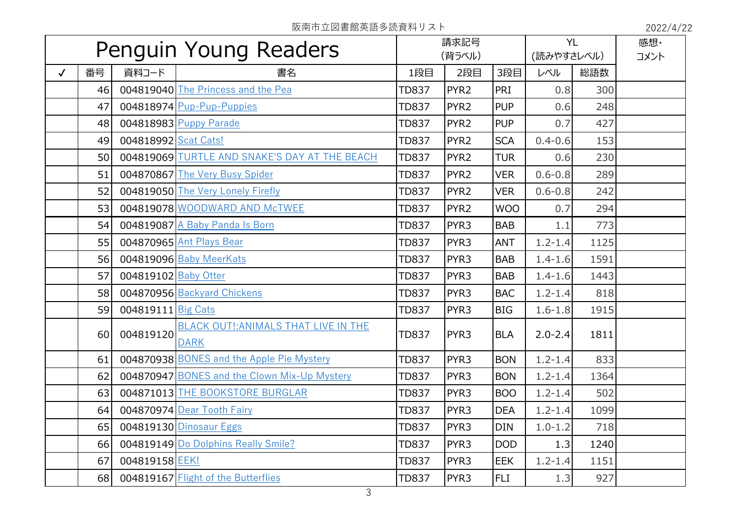阪南市立図書館英語多読資料リスト

2022/4/22

| Penguin Young Readers | | | | 請求記号（背ラベル） | | | YL（読みやすさレベル） | | 感想・コメント |
|---|---|---|---|---|---|---|---|---|---|
| ✓ | 番号 | 資料コード | 書名 | 1段目 | 2段目 | 3段目 | レベル | 総語数 | |
| | 46 | 004819040 | The Princess and the Pea | TD837 | PYR2 | PRI | 0.8 | 300 | |
| | 47 | 004818974 | Pup-Pup-Puppies | TD837 | PYR2 | PUP | 0.6 | 248 | |
| | 48 | 004818983 | Puppy Parade | TD837 | PYR2 | PUP | 0.7 | 427 | |
| | 49 | 004818992 | Scat Cats! | TD837 | PYR2 | SCA | 0.4-0.6 | 153 | |
| | 50 | 004819069 | TURTLE AND SNAKE'S DAY AT THE BEACH | TD837 | PYR2 | TUR | 0.6 | 230 | |
| | 51 | 004870867 | The Very Busy Spider | TD837 | PYR2 | VER | 0.6-0.8 | 289 | |
| | 52 | 004819050 | The Very Lonely Firefly | TD837 | PYR2 | VER | 0.6-0.8 | 242 | |
| | 53 | 004819078 | WOODWARD AND McTWEE | TD837 | PYR2 | WOO | 0.7 | 294 | |
| | 54 | 004819087 | A Baby Panda Is Born | TD837 | PYR3 | BAB | 1.1 | 773 | |
| | 55 | 004870965 | Ant Plays Bear | TD837 | PYR3 | ANT | 1.2-1.4 | 1125 | |
| | 56 | 004819096 | Baby MeerKats | TD837 | PYR3 | BAB | 1.4-1.6 | 1591 | |
| | 57 | 004819102 | Baby Otter | TD837 | PYR3 | BAB | 1.4-1.6 | 1443 | |
| | 58 | 004870956 | Backyard Chickens | TD837 | PYR3 | BAC | 1.2-1.4 | 818 | |
| | 59 | 004819111 | Big Cats | TD837 | PYR3 | BIG | 1.6-1.8 | 1915 | |
| | 60 | 004819120 | BLACK OUT!:ANIMALS THAT LIVE IN THE DARK | TD837 | PYR3 | BLA | 2.0-2.4 | 1811 | |
| | 61 | 004870938 | BONES and the Apple Pie Mystery | TD837 | PYR3 | BON | 1.2-1.4 | 833 | |
| | 62 | 004870947 | BONES and the Clown Mix-Up Mystery | TD837 | PYR3 | BON | 1.2-1.4 | 1364 | |
| | 63 | 004871013 | THE BOOKSTORE BURGLAR | TD837 | PYR3 | BOO | 1.2-1.4 | 502 | |
| | 64 | 004870974 | Dear Tooth Fairy | TD837 | PYR3 | DEA | 1.2-1.4 | 1099 | |
| | 65 | 004819130 | Dinosaur Eggs | TD837 | PYR3 | DIN | 1.0-1.2 | 718 | |
| | 66 | 004819149 | Do Dolphins Really Smile? | TD837 | PYR3 | DOD | 1.3 | 1240 | |
| | 67 | 004819158 | EEK! | TD837 | PYR3 | EEK | 1.2-1.4 | 1151 | |
| | 68 | 004819167 | Flight of the Butterflies | TD837 | PYR3 | FLI | 1.3 | 927 | |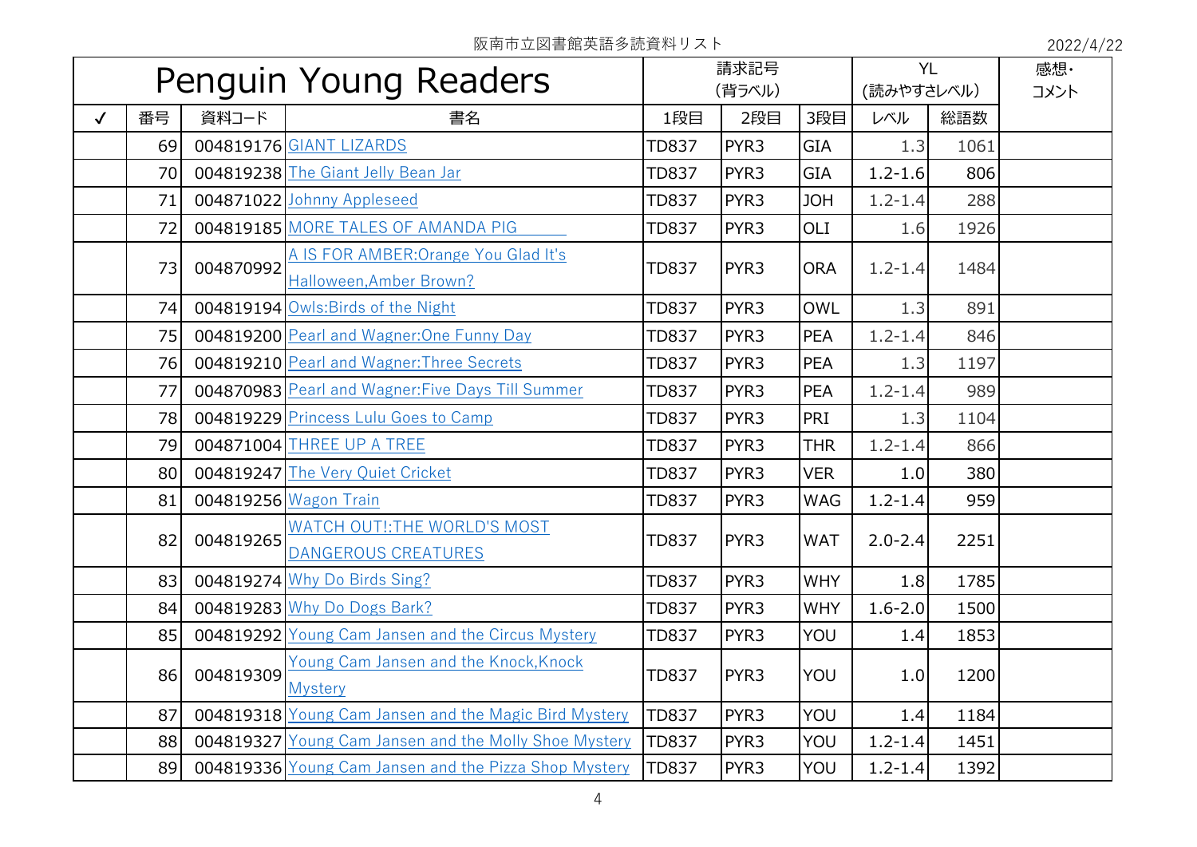阪南市立図書館英語多読資料リスト

2022/4/22

| Penguin Young Readers | | | | 請求記号 (背ラベル) | | | YL (読みやすさレベル) | | 感想・コメント |
|---|---|---|---|---|---|---|---|---|---|
| ✓ | 番号 | 資料コード | 書名 | 1段目 | 2段目 | 3段目 | レベル | 総語数 | |
| | 69 | 004819176 | GIANT LIZARDS | TD837 | PYR3 | GIA | 1.3 | 1061 | |
| | 70 | 004819238 | The Giant Jelly Bean Jar | TD837 | PYR3 | GIA | 1.2-1.6 | 806 | |
| | 71 | 004871022 | Johnny Appleseed | TD837 | PYR3 | JOH | 1.2-1.4 | 288 | |
| | 72 | 004819185 | MORE TALES OF AMANDA PIG | TD837 | PYR3 | OLI | 1.6 | 1926 | |
| | 73 | 004870992 | A IS FOR AMBER:Orange You Glad It's Halloween,Amber Brown? | TD837 | PYR3 | ORA | 1.2-1.4 | 1484 | |
| | 74 | 004819194 | Owls:Birds of the Night | TD837 | PYR3 | OWL | 1.3 | 891 | |
| | 75 | 004819200 | Pearl and Wagner:One Funny Day | TD837 | PYR3 | PEA | 1.2-1.4 | 846 | |
| | 76 | 004819210 | Pearl and Wagner:Three Secrets | TD837 | PYR3 | PEA | 1.3 | 1197 | |
| | 77 | 004870983 | Pearl and Wagner:Five Days Till Summer | TD837 | PYR3 | PEA | 1.2-1.4 | 989 | |
| | 78 | 004819229 | Princess Lulu Goes to Camp | TD837 | PYR3 | PRI | 1.3 | 1104 | |
| | 79 | 004871004 | THREE UP A TREE | TD837 | PYR3 | THR | 1.2-1.4 | 866 | |
| | 80 | 004819247 | The Very Quiet Cricket | TD837 | PYR3 | VER | 1.0 | 380 | |
| | 81 | 004819256 | Wagon Train | TD837 | PYR3 | WAG | 1.2-1.4 | 959 | |
| | 82 | 004819265 | WATCH OUT!:THE WORLD'S MOST DANGEROUS CREATURES | TD837 | PYR3 | WAT | 2.0-2.4 | 2251 | |
| | 83 | 004819274 | Why Do Birds Sing? | TD837 | PYR3 | WHY | 1.8 | 1785 | |
| | 84 | 004819283 | Why Do Dogs Bark? | TD837 | PYR3 | WHY | 1.6-2.0 | 1500 | |
| | 85 | 004819292 | Young Cam Jansen and the Circus Mystery | TD837 | PYR3 | YOU | 1.4 | 1853 | |
| | 86 | 004819309 | Young Cam Jansen and the Knock,Knock Mystery | TD837 | PYR3 | YOU | 1.0 | 1200 | |
| | 87 | 004819318 | Young Cam Jansen and the Magic Bird Mystery | TD837 | PYR3 | YOU | 1.4 | 1184 | |
| | 88 | 004819327 | Young Cam Jansen and the Molly Shoe Mystery | TD837 | PYR3 | YOU | 1.2-1.4 | 1451 | |
| | 89 | 004819336 | Young Cam Jansen and the Pizza Shop Mystery | TD837 | PYR3 | YOU | 1.2-1.4 | 1392 | |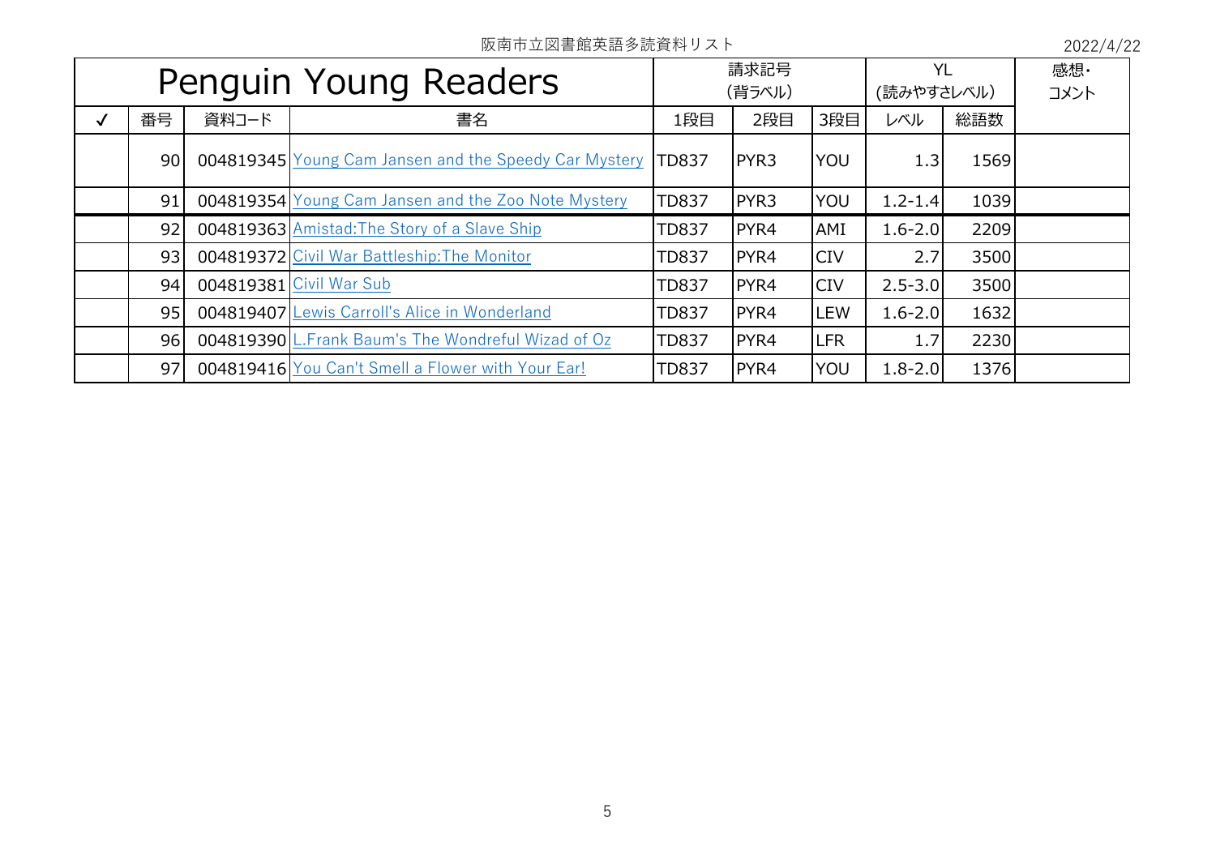阪南市立図書館英語多読資料リスト

2022/4/22

| Penguin Young Readers | | | | 請求記号(背ラベル) | | | YL(読みやすさレベル) | | 感想・コメント |
|---|---|---|---|---|---|---|---|---|---|
| ✓ | 番号 | 資料コード | 書名 | 1段目 | 2段目 | 3段目 | レベル | 総語数 | |
| | 90 | 004819345 | Young Cam Jansen and the Speedy Car Mystery | TD837 | PYR3 | YOU | 1.3 | 1569 | |
| | 91 | 004819354 | Young Cam Jansen and the Zoo Note Mystery | TD837 | PYR3 | YOU | 1.2-1.4 | 1039 | |
| | 92 | 004819363 | Amistad:The Story of a Slave Ship | TD837 | PYR4 | AMI | 1.6-2.0 | 2209 | |
| | 93 | 004819372 | Civil War Battleship:The Monitor | TD837 | PYR4 | CIV | 2.7 | 3500 | |
| | 94 | 004819381 | Civil War Sub | TD837 | PYR4 | CIV | 2.5-3.0 | 3500 | |
| | 95 | 004819407 | Lewis Carroll's Alice in Wonderland | TD837 | PYR4 | LEW | 1.6-2.0 | 1632 | |
| | 96 | 004819390 | L.Frank Baum's The Wondreful Wizad of Oz | TD837 | PYR4 | LFR | 1.7 | 2230 | |
| | 97 | 004819416 | You Can't Smell a Flower with Your Ear! | TD837 | PYR4 | YOU | 1.8-2.0 | 1376 | |